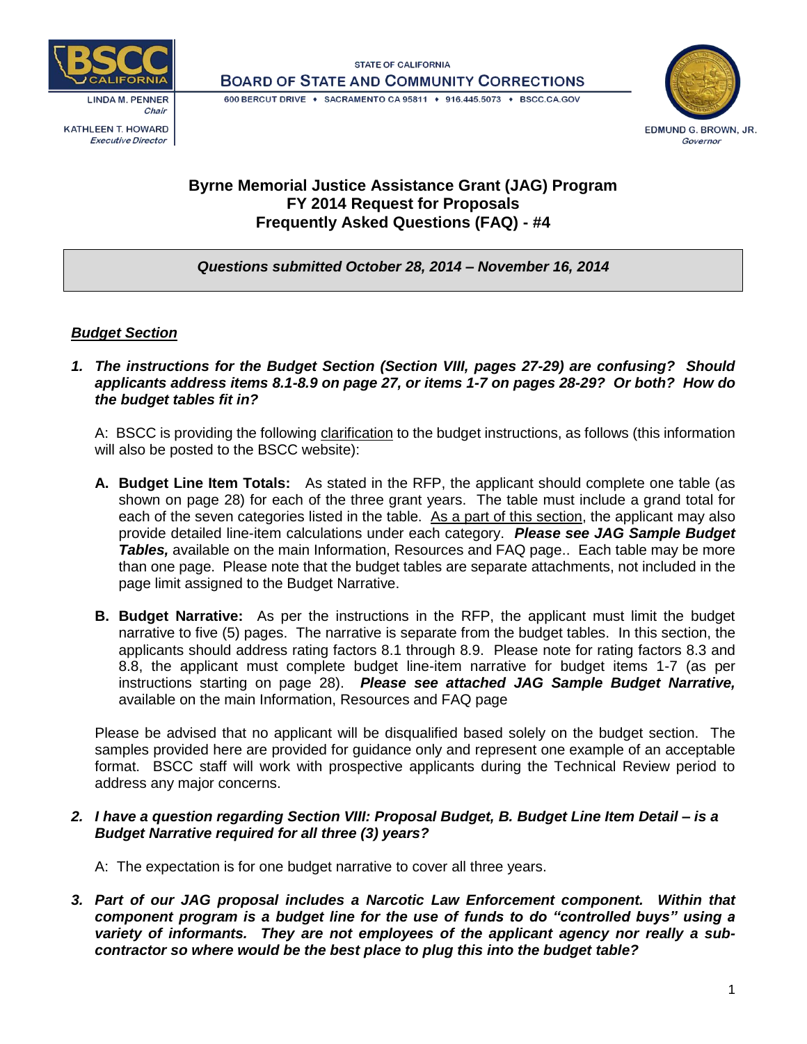STATE OF CALIFORNIA

**BOARD OF STATE AND COMMUNITY CORRECTIONS**

600 BERCUT DRIVE • SACRAMENTO CA 95811 • 916.445.5073 • BSCC.CA.GOV

LINDA M. PENNER
*Chair*

KATHLEEN T. HOWARD
*Executive Director*

EDMUND G. BROWN, JR.
*Governor*

# Byrne Memorial Justice Assistance Grant (JAG) Program
# FY 2014 Request for Proposals
# Frequently Asked Questions (FAQ) - #4

***Questions submitted October 28, 2014 – November 16, 2014***

## ***Budget Section***

***1. The instructions for the Budget Section (Section VIII, pages 27-29) are confusing? Should applicants address items 8.1-8.9 on page 27, or items 1-7 on pages 28-29? Or both? How do the budget tables fit in?***

A: BSCC is providing the following clarification to the budget instructions, as follows (this information will also be posted to the BSCC website):

- **A. Budget Line Item Totals:** As stated in the RFP, the applicant should complete one table (as shown on page 28) for each of the three grant years. The table must include a grand total for each of the seven categories listed in the table. As a part of this section, the applicant may also provide detailed line-item calculations under each category. ***Please see JAG Sample Budget Tables,*** available on the main Information, Resources and FAQ page.. Each table may be more than one page. Please note that the budget tables are separate attachments, not included in the page limit assigned to the Budget Narrative.

- **B. Budget Narrative:** As per the instructions in the RFP, the applicant must limit the budget narrative to five (5) pages. The narrative is separate from the budget tables. In this section, the applicants should address rating factors 8.1 through 8.9. Please note for rating factors 8.3 and 8.8, the applicant must complete budget line-item narrative for budget items 1-7 (as per instructions starting on page 28). ***Please see attached JAG Sample Budget Narrative,*** available on the main Information, Resources and FAQ page

Please be advised that no applicant will be disqualified based solely on the budget section. The samples provided here are provided for guidance only and represent one example of an acceptable format. BSCC staff will work with prospective applicants during the Technical Review period to address any major concerns.

***2. I have a question regarding Section VIII: Proposal Budget, B. Budget Line Item Detail – is a Budget Narrative required for all three (3) years?***

A: The expectation is for one budget narrative to cover all three years.

***3. Part of our JAG proposal includes a Narcotic Law Enforcement component. Within that component program is a budget line for the use of funds to do "controlled buys" using a variety of informants. They are not employees of the applicant agency nor really a sub-contractor so where would be the best place to plug this into the budget table?***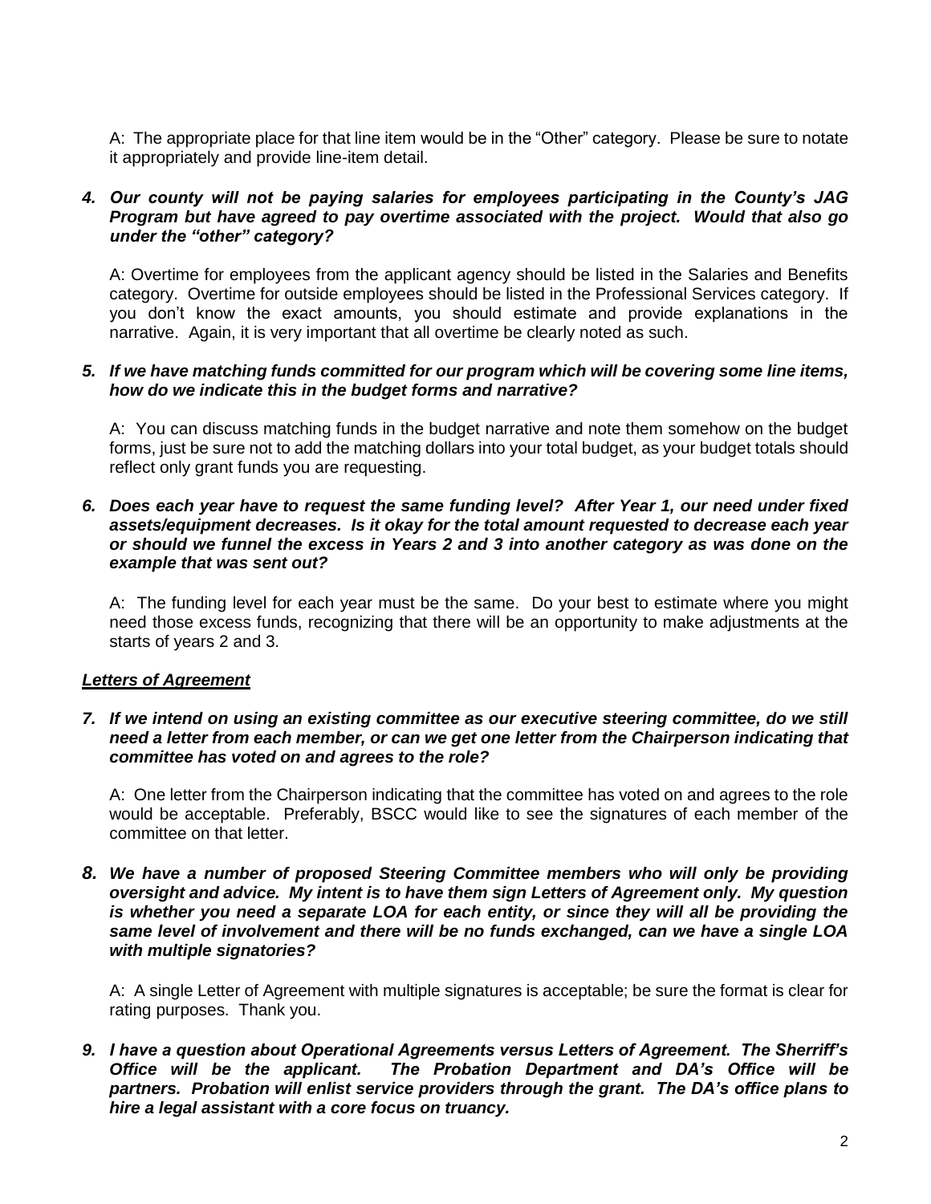A: The appropriate place for that line item would be in the "Other" category. Please be sure to notate it appropriately and provide line-item detail.

***4. Our county will not be paying salaries for employees participating in the County's JAG Program but have agreed to pay overtime associated with the project. Would that also go under the "other" category?***

A: Overtime for employees from the applicant agency should be listed in the Salaries and Benefits category. Overtime for outside employees should be listed in the Professional Services category. If you don't know the exact amounts, you should estimate and provide explanations in the narrative. Again, it is very important that all overtime be clearly noted as such.

***5. If we have matching funds committed for our program which will be covering some line items, how do we indicate this in the budget forms and narrative?***

A: You can discuss matching funds in the budget narrative and note them somehow on the budget forms, just be sure not to add the matching dollars into your total budget, as your budget totals should reflect only grant funds you are requesting.

***6. Does each year have to request the same funding level? After Year 1, our need under fixed assets/equipment decreases. Is it okay for the total amount requested to decrease each year or should we funnel the excess in Years 2 and 3 into another category as was done on the example that was sent out?***

A: The funding level for each year must be the same. Do your best to estimate where you might need those excess funds, recognizing that there will be an opportunity to make adjustments at the starts of years 2 and 3.

***<u>Letters of Agreement</u>***

***7. If we intend on using an existing committee as our executive steering committee, do we still need a letter from each member, or can we get one letter from the Chairperson indicating that committee has voted on and agrees to the role?***

A: One letter from the Chairperson indicating that the committee has voted on and agrees to the role would be acceptable. Preferably, BSCC would like to see the signatures of each member of the committee on that letter.

***8. We have a number of proposed Steering Committee members who will only be providing oversight and advice. My intent is to have them sign Letters of Agreement only. My question is whether you need a separate LOA for each entity, or since they will all be providing the same level of involvement and there will be no funds exchanged, can we have a single LOA with multiple signatories?***

A: A single Letter of Agreement with multiple signatures is acceptable; be sure the format is clear for rating purposes. Thank you.

***9. I have a question about Operational Agreements versus Letters of Agreement. The Sherriff's Office will be the applicant. The Probation Department and DA's Office will be partners. Probation will enlist service providers through the grant. The DA's office plans to hire a legal assistant with a core focus on truancy.***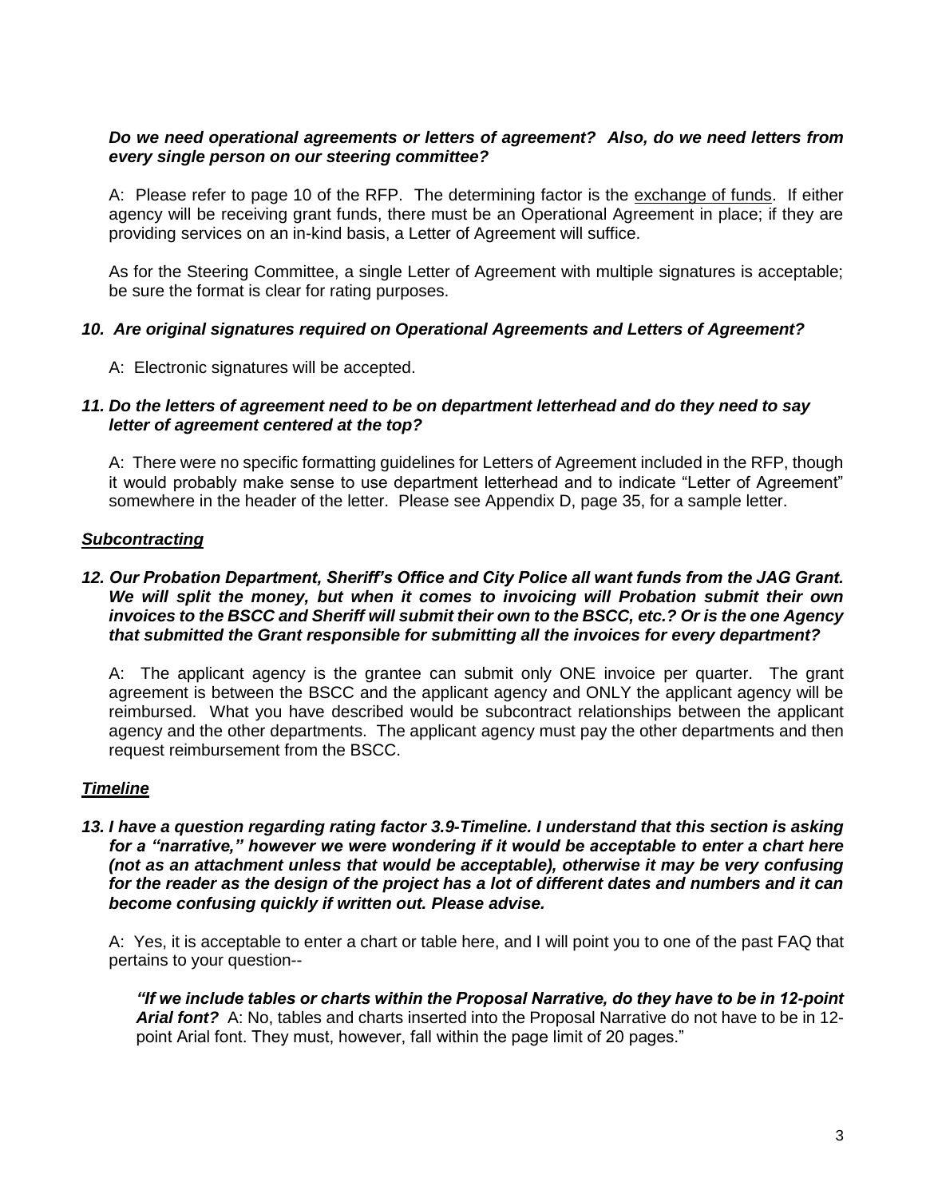***Do we need operational agreements or letters of agreement? Also, do we need letters from every single person on our steering committee?***

A: Please refer to page 10 of the RFP. The determining factor is the exchange of funds. If either agency will be receiving grant funds, there must be an Operational Agreement in place; if they are providing services on an in-kind basis, a Letter of Agreement will suffice.

As for the Steering Committee, a single Letter of Agreement with multiple signatures is acceptable; be sure the format is clear for rating purposes.

***10. Are original signatures required on Operational Agreements and Letters of Agreement?***

A: Electronic signatures will be accepted.

***11. Do the letters of agreement need to be on department letterhead and do they need to say letter of agreement centered at the top?***

A: There were no specific formatting guidelines for Letters of Agreement included in the RFP, though it would probably make sense to use department letterhead and to indicate "Letter of Agreement" somewhere in the header of the letter. Please see Appendix D, page 35, for a sample letter.

***Subcontracting***

***12. Our Probation Department, Sheriff's Office and City Police all want funds from the JAG Grant. We will split the money, but when it comes to invoicing will Probation submit their own invoices to the BSCC and Sheriff will submit their own to the BSCC, etc.? Or is the one Agency that submitted the Grant responsible for submitting all the invoices for every department?***

A: The applicant agency is the grantee can submit only ONE invoice per quarter. The grant agreement is between the BSCC and the applicant agency and ONLY the applicant agency will be reimbursed. What you have described would be subcontract relationships between the applicant agency and the other departments. The applicant agency must pay the other departments and then request reimbursement from the BSCC.

***Timeline***

***13. I have a question regarding rating factor 3.9-Timeline. I understand that this section is asking for a "narrative," however we were wondering if it would be acceptable to enter a chart here (not as an attachment unless that would be acceptable), otherwise it may be very confusing for the reader as the design of the project has a lot of different dates and numbers and it can become confusing quickly if written out. Please advise.***

A: Yes, it is acceptable to enter a chart or table here, and I will point you to one of the past FAQ that pertains to your question--

> ***"If we include tables or charts within the Proposal Narrative, do they have to be in 12-point Arial font?*** A: No, tables and charts inserted into the Proposal Narrative do not have to be in 12-point Arial font. They must, however, fall within the page limit of 20 pages."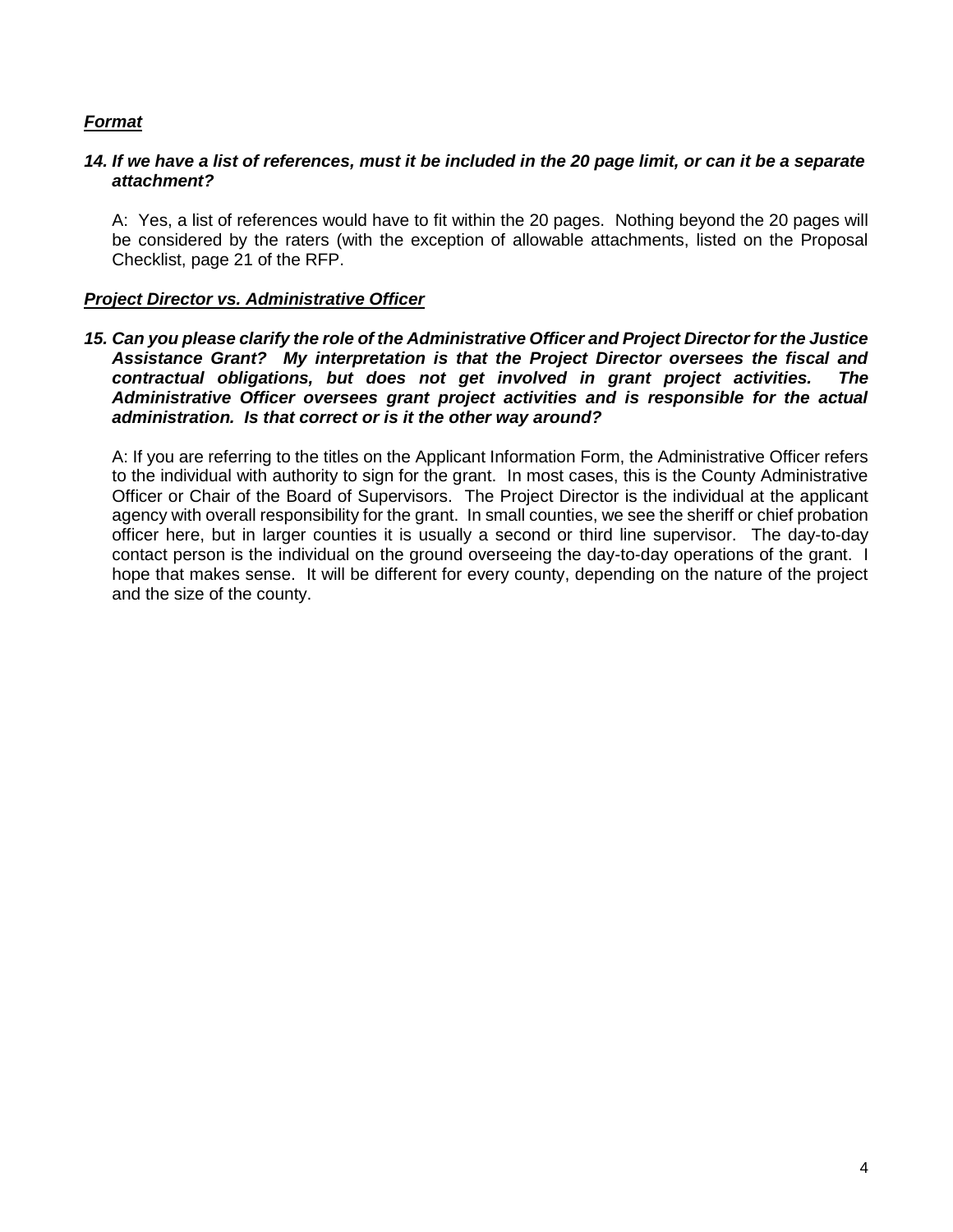***Format***

***14. If we have a list of references, must it be included in the 20 page limit, or can it be a separate attachment?***

A: Yes, a list of references would have to fit within the 20 pages. Nothing beyond the 20 pages will be considered by the raters (with the exception of allowable attachments, listed on the Proposal Checklist, page 21 of the RFP.

***Project Director vs. Administrative Officer***

***15. Can you please clarify the role of the Administrative Officer and Project Director for the Justice Assistance Grant? My interpretation is that the Project Director oversees the fiscal and contractual obligations, but does not get involved in grant project activities. The Administrative Officer oversees grant project activities and is responsible for the actual administration. Is that correct or is it the other way around?***

A: If you are referring to the titles on the Applicant Information Form, the Administrative Officer refers to the individual with authority to sign for the grant. In most cases, this is the County Administrative Officer or Chair of the Board of Supervisors. The Project Director is the individual at the applicant agency with overall responsibility for the grant. In small counties, we see the sheriff or chief probation officer here, but in larger counties it is usually a second or third line supervisor. The day-to-day contact person is the individual on the ground overseeing the day-to-day operations of the grant. I hope that makes sense. It will be different for every county, depending on the nature of the project and the size of the county.